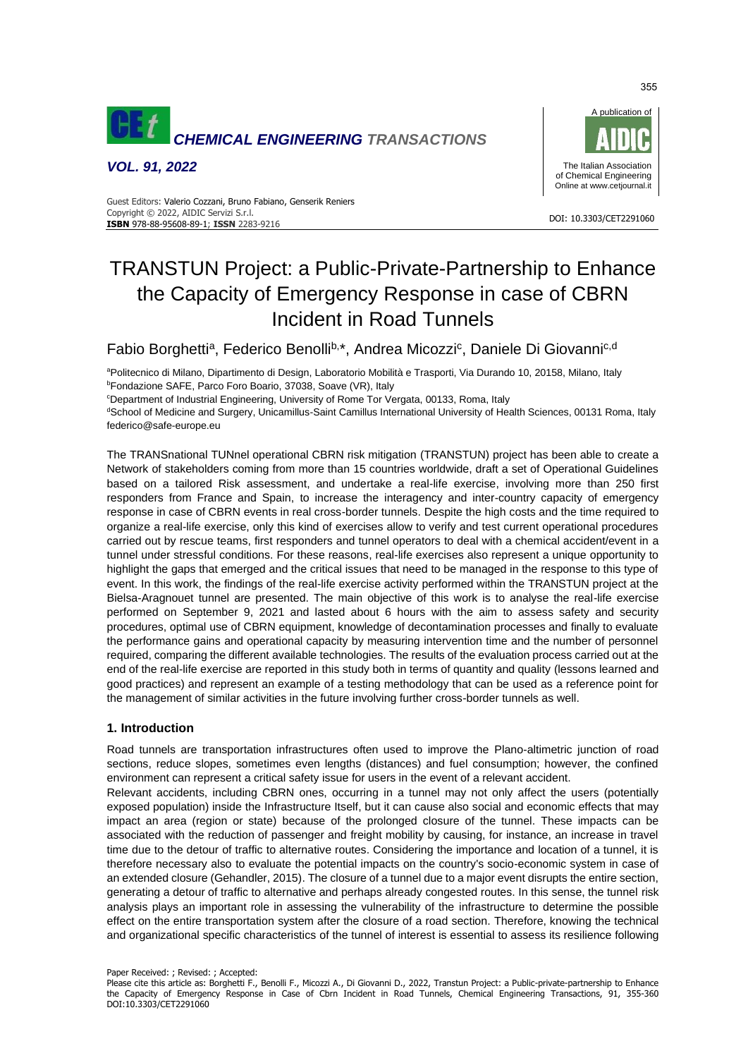# TRANSTUN Project: a Public-Private-Partnership to Enhance the Capacity of Emergency Response in case of CBRN Incident in Road Tunnels

Fabio Borghetti[a], Federico Benolli[b,*], Andrea Micozzi[c], Daniele Di Giovanni[c,d]

[a]Politecnico di Milano, Dipartimento di Design, Laboratorio Mobilità e Trasporti, Via Durando 10, 20158, Milano, Italy
[b]Fondazione SAFE, Parco Foro Boario, 37038, Soave (VR), Italy
[c]Department of Industrial Engineering, University of Rome Tor Vergata, 00133, Roma, Italy
[d]School of Medicine and Surgery, Unicamillus-Saint Camillus International University of Health Sciences, 00131 Roma, Italy
federico@safe-europe.eu

The TRANSnational TUNnel operational CBRN risk mitigation (TRANSTUN) project has been able to create a Network of stakeholders coming from more than 15 countries worldwide, draft a set of Operational Guidelines based on a tailored Risk assessment, and undertake a real-life exercise, involving more than 250 first responders from France and Spain, to increase the interagency and inter-country capacity of emergency response in case of CBRN events in real cross-border tunnels. Despite the high costs and the time required to organize a real-life exercise, only this kind of exercises allow to verify and test current operational procedures carried out by rescue teams, first responders and tunnel operators to deal with a chemical accident/event in a tunnel under stressful conditions. For these reasons, real-life exercises also represent a unique opportunity to highlight the gaps that emerged and the critical issues that need to be managed in the response to this type of event. In this work, the findings of the real-life exercise activity performed within the TRANSTUN project at the Bielsa-Aragnouet tunnel are presented. The main objective of this work is to analyse the real-life exercise performed on September 9, 2021 and lasted about 6 hours with the aim to assess safety and security procedures, optimal use of CBRN equipment, knowledge of decontamination processes and finally to evaluate the performance gains and operational capacity by measuring intervention time and the number of personnel required, comparing the different available technologies. The results of the evaluation process carried out at the end of the real-life exercise are reported in this study both in terms of quantity and quality (lessons learned and good practices) and represent an example of a testing methodology that can be used as a reference point for the management of similar activities in the future involving further cross-border tunnels as well.

## 1. Introduction

Road tunnels are transportation infrastructures often used to improve the Plano-altimetric junction of road sections, reduce slopes, sometimes even lengths (distances) and fuel consumption; however, the confined environment can represent a critical safety issue for users in the event of a relevant accident.

Relevant accidents, including CBRN ones, occurring in a tunnel may not only affect the users (potentially exposed population) inside the Infrastructure Itself, but it can cause also social and economic effects that may impact an area (region or state) because of the prolonged closure of the tunnel. These impacts can be associated with the reduction of passenger and freight mobility by causing, for instance, an increase in travel time due to the detour of traffic to alternative routes. Considering the importance and location of a tunnel, it is therefore necessary also to evaluate the potential impacts on the country's socio-economic system in case of an extended closure (Gehandler, 2015). The closure of a tunnel due to a major event disrupts the entire section, generating a detour of traffic to alternative and perhaps already congested routes. In this sense, the tunnel risk analysis plays an important role in assessing the vulnerability of the infrastructure to determine the possible effect on the entire transportation system after the closure of a road section. Therefore, knowing the technical and organizational specific characteristics of the tunnel of interest is essential to assess its resilience following

Paper Received: ; Revised: ; Accepted:
Please cite this article as: Borghetti F., Benolli F., Micozzi A., Di Giovanni D., 2022, Transtun Project: a Public-private-partnership to Enhance the Capacity of Emergency Response in Case of Cbrn Incident in Road Tunnels, Chemical Engineering Transactions, 91, 355-360 DOI:10.3303/CET2291060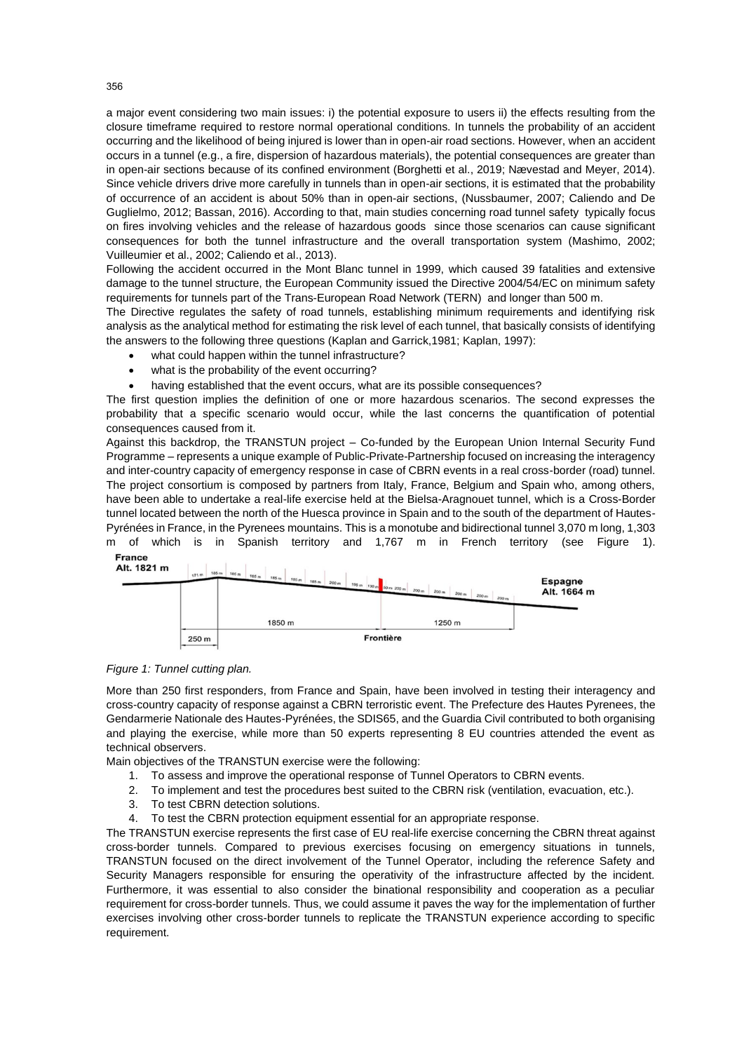a major event considering two main issues: i) the potential exposure to users ii) the effects resulting from the closure timeframe required to restore normal operational conditions. In tunnels the probability of an accident occurring and the likelihood of being injured is lower than in open-air road sections. However, when an accident occurs in a tunnel (e.g., a fire, dispersion of hazardous materials), the potential consequences are greater than in open-air sections because of its confined environment (Borghetti et al., 2019; Nævestad and Meyer, 2014). Since vehicle drivers drive more carefully in tunnels than in open-air sections, it is estimated that the probability of occurrence of an accident is about 50% than in open-air sections, (Nussbaumer, 2007; Caliendo and De Guglielmo, 2012; Bassan, 2016). According to that, main studies concerning road tunnel safety typically focus on fires involving vehicles and the release of hazardous goods since those scenarios can cause significant consequences for both the tunnel infrastructure and the overall transportation system (Mashimo, 2002; Vuilleumier et al., 2002; Caliendo et al., 2013).

Following the accident occurred in the Mont Blanc tunnel in 1999, which caused 39 fatalities and extensive damage to the tunnel structure, the European Community issued the Directive 2004/54/EC on minimum safety requirements for tunnels part of the Trans-European Road Network (TERN) and longer than 500 m.

The Directive regulates the safety of road tunnels, establishing minimum requirements and identifying risk analysis as the analytical method for estimating the risk level of each tunnel, that basically consists of identifying the answers to the following three questions (Kaplan and Garrick,1981; Kaplan, 1997):

- what could happen within the tunnel infrastructure?
- what is the probability of the event occurring?
- having established that the event occurs, what are its possible consequences?

The first question implies the definition of one or more hazardous scenarios. The second expresses the probability that a specific scenario would occur, while the last concerns the quantification of potential consequences caused from it.

Against this backdrop, the TRANSTUN project – Co-funded by the European Union Internal Security Fund Programme – represents a unique example of Public-Private-Partnership focused on increasing the interagency and inter-country capacity of emergency response in case of CBRN events in a real cross-border (road) tunnel. The project consortium is composed by partners from Italy, France, Belgium and Spain who, among others, have been able to undertake a real-life exercise held at the Bielsa-Aragnouet tunnel, which is a Cross-Border tunnel located between the north of the Huesca province in Spain and to the south of the department of Hautes-Pyrénées in France, in the Pyrenees mountains. This is a monotube and bidirectional tunnel 3,070 m long, 1,303 m of which is in Spanish territory and 1,767 m in French territory (see Figure 1).

*Figure 1: Tunnel cutting plan.*

More than 250 first responders, from France and Spain, have been involved in testing their interagency and cross-country capacity of response against a CBRN terroristic event. The Prefecture des Hautes Pyrenees, the Gendarmerie Nationale des Hautes-Pyrénées, the SDIS65, and the Guardia Civil contributed to both organising and playing the exercise, while more than 50 experts representing 8 EU countries attended the event as technical observers.

Main objectives of the TRANSTUN exercise were the following:

1. To assess and improve the operational response of Tunnel Operators to CBRN events.
2. To implement and test the procedures best suited to the CBRN risk (ventilation, evacuation, etc.).
3. To test CBRN detection solutions.
4. To test the CBRN protection equipment essential for an appropriate response.

The TRANSTUN exercise represents the first case of EU real-life exercise concerning the CBRN threat against cross-border tunnels. Compared to previous exercises focusing on emergency situations in tunnels, TRANSTUN focused on the direct involvement of the Tunnel Operator, including the reference Safety and Security Managers responsible for ensuring the operativity of the infrastructure affected by the incident. Furthermore, it was essential to also consider the binational responsibility and cooperation as a peculiar requirement for cross-border tunnels. Thus, we could assume it paves the way for the implementation of further exercises involving other cross-border tunnels to replicate the TRANSTUN experience according to specific requirement.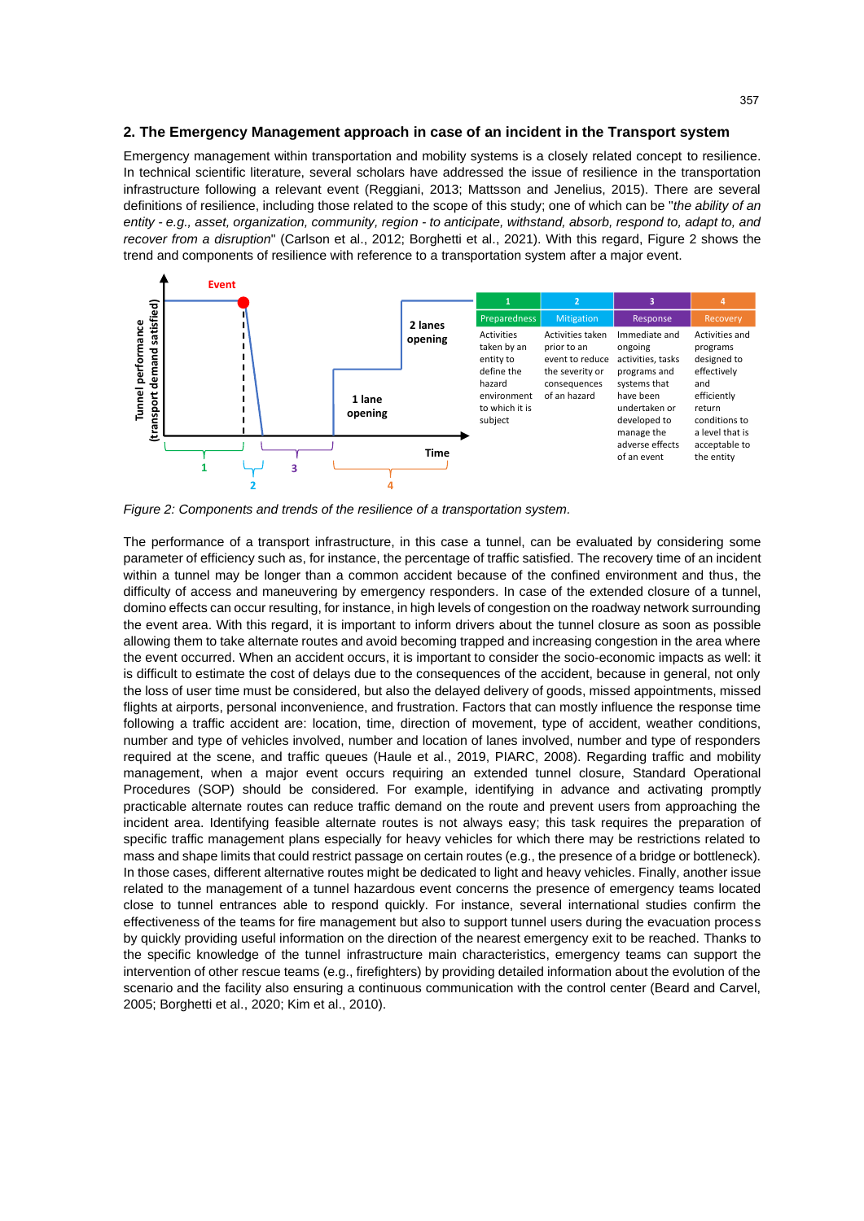## 2. The Emergency Management approach in case of an incident in the Transport system

Emergency management within transportation and mobility systems is a closely related concept to resilience. In technical scientific literature, several scholars have addressed the issue of resilience in the transportation infrastructure following a relevant event (Reggiani, 2013; Mattsson and Jenelius, 2015). There are several definitions of resilience, including those related to the scope of this study; one of which can be "*the ability of an entity - e.g., asset, organization, community, region - to anticipate, withstand, absorb, respond to, adapt to, and recover from a disruption*" (Carlson et al., 2012; Borghetti et al., 2021). With this regard, Figure 2 shows the trend and components of resilience with reference to a transportation system after a major event.

| 1 | 2 | 3 | 4 |
| --- | --- | --- | --- |
| Preparedness | Mitigation | Response | Recovery |
| Activities taken by an entity to define the hazard environment to which it is subject | Activities taken prior to an event to reduce the severity or consequences of an hazard | Immediate and ongoing activities, tasks programs and systems that have been undertaken or developed to manage the adverse effects of an event | Activities and programs designed to effectively and efficiently return conditions to a level that is acceptable to the entity |

*Figure 2: Components and trends of the resilience of a transportation system.*

The performance of a transport infrastructure, in this case a tunnel, can be evaluated by considering some parameter of efficiency such as, for instance, the percentage of traffic satisfied. The recovery time of an incident within a tunnel may be longer than a common accident because of the confined environment and thus, the difficulty of access and maneuvering by emergency responders. In case of the extended closure of a tunnel, domino effects can occur resulting, for instance, in high levels of congestion on the roadway network surrounding the event area. With this regard, it is important to inform drivers about the tunnel closure as soon as possible allowing them to take alternate routes and avoid becoming trapped and increasing congestion in the area where the event occurred. When an accident occurs, it is important to consider the socio-economic impacts as well: it is difficult to estimate the cost of delays due to the consequences of the accident, because in general, not only the loss of user time must be considered, but also the delayed delivery of goods, missed appointments, missed flights at airports, personal inconvenience, and frustration. Factors that can mostly influence the response time following a traffic accident are: location, time, direction of movement, type of accident, weather conditions, number and type of vehicles involved, number and location of lanes involved, number and type of responders required at the scene, and traffic queues (Haule et al., 2019, PIARC, 2008). Regarding traffic and mobility management, when a major event occurs requiring an extended tunnel closure, Standard Operational Procedures (SOP) should be considered. For example, identifying in advance and activating promptly practicable alternate routes can reduce traffic demand on the route and prevent users from approaching the incident area. Identifying feasible alternate routes is not always easy; this task requires the preparation of specific traffic management plans especially for heavy vehicles for which there may be restrictions related to mass and shape limits that could restrict passage on certain routes (e.g., the presence of a bridge or bottleneck). In those cases, different alternative routes might be dedicated to light and heavy vehicles. Finally, another issue related to the management of a tunnel hazardous event concerns the presence of emergency teams located close to tunnel entrances able to respond quickly. For instance, several international studies confirm the effectiveness of the teams for fire management but also to support tunnel users during the evacuation process by quickly providing useful information on the direction of the nearest emergency exit to be reached. Thanks to the specific knowledge of the tunnel infrastructure main characteristics, emergency teams can support the intervention of other rescue teams (e.g., firefighters) by providing detailed information about the evolution of the scenario and the facility also ensuring a continuous communication with the control center (Beard and Carvel, 2005; Borghetti et al., 2020; Kim et al., 2010).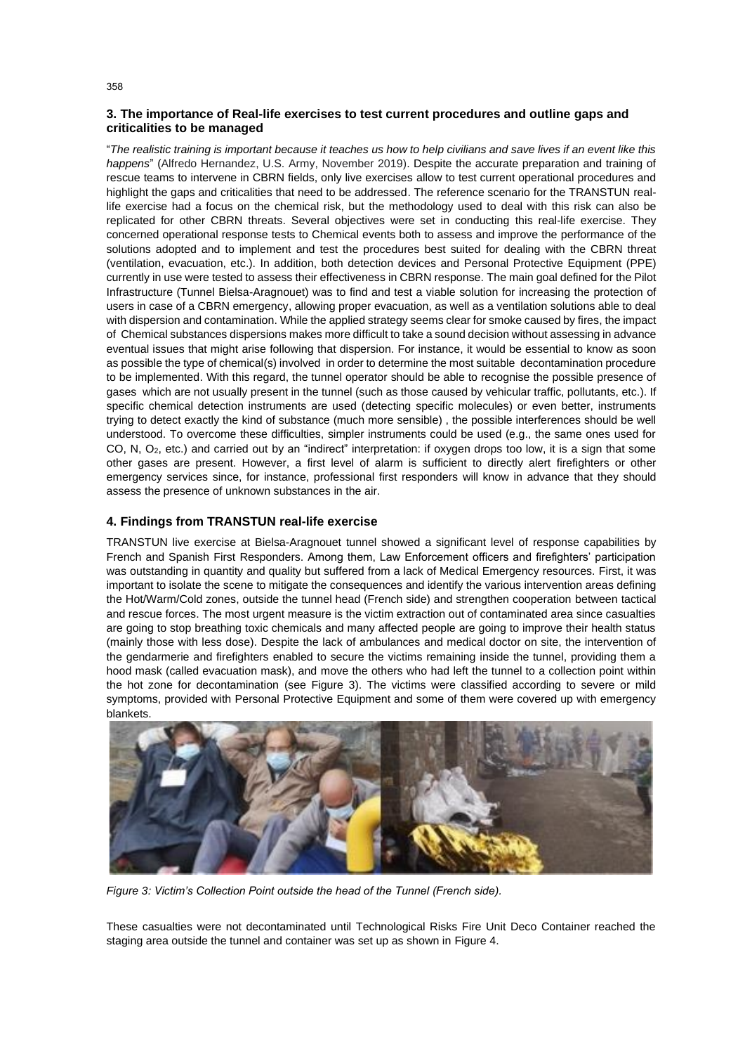## 3. The importance of Real-life exercises to test current procedures and outline gaps and criticalities to be managed

"*The realistic training is important because it teaches us how to help civilians and save lives if an event like this happens*" (Alfredo Hernandez, U.S. Army, November 2019). Despite the accurate preparation and training of rescue teams to intervene in CBRN fields, only live exercises allow to test current operational procedures and highlight the gaps and criticalities that need to be addressed. The reference scenario for the TRANSTUN real-life exercise had a focus on the chemical risk, but the methodology used to deal with this risk can also be replicated for other CBRN threats. Several objectives were set in conducting this real-life exercise. They concerned operational response tests to Chemical events both to assess and improve the performance of the solutions adopted and to implement and test the procedures best suited for dealing with the CBRN threat (ventilation, evacuation, etc.). In addition, both detection devices and Personal Protective Equipment (PPE) currently in use were tested to assess their effectiveness in CBRN response. The main goal defined for the Pilot Infrastructure (Tunnel Bielsa-Aragnouet) was to find and test a viable solution for increasing the protection of users in case of a CBRN emergency, allowing proper evacuation, as well as a ventilation solutions able to deal with dispersion and contamination. While the applied strategy seems clear for smoke caused by fires, the impact of Chemical substances dispersions makes more difficult to take a sound decision without assessing in advance eventual issues that might arise following that dispersion. For instance, it would be essential to know as soon as possible the type of chemical(s) involved in order to determine the most suitable decontamination procedure to be implemented. With this regard, the tunnel operator should be able to recognise the possible presence of gases which are not usually present in the tunnel (such as those caused by vehicular traffic, pollutants, etc.). If specific chemical detection instruments are used (detecting specific molecules) or even better, instruments trying to detect exactly the kind of substance (much more sensible) , the possible interferences should be well understood. To overcome these difficulties, simpler instruments could be used (e.g., the same ones used for CO, N, $O_2$, etc.) and carried out by an "indirect" interpretation: if oxygen drops too low, it is a sign that some other gases are present. However, a first level of alarm is sufficient to directly alert firefighters or other emergency services since, for instance, professional first responders will know in advance that they should assess the presence of unknown substances in the air.

## 4. Findings from TRANSTUN real-life exercise

TRANSTUN live exercise at Bielsa-Aragnouet tunnel showed a significant level of response capabilities by French and Spanish First Responders. Among them, Law Enforcement officers and firefighters' participation was outstanding in quantity and quality but suffered from a lack of Medical Emergency resources. First, it was important to isolate the scene to mitigate the consequences and identify the various intervention areas defining the Hot/Warm/Cold zones, outside the tunnel head (French side) and strengthen cooperation between tactical and rescue forces. The most urgent measure is the victim extraction out of contaminated area since casualties are going to stop breathing toxic chemicals and many affected people are going to improve their health status (mainly those with less dose). Despite the lack of ambulances and medical doctor on site, the intervention of the gendarmerie and firefighters enabled to secure the victims remaining inside the tunnel, providing them a hood mask (called evacuation mask), and move the others who had left the tunnel to a collection point within the hot zone for decontamination (see Figure 3). The victims were classified according to severe or mild symptoms, provided with Personal Protective Equipment and some of them were covered up with emergency blankets.

*Figure 3: Victim's Collection Point outside the head of the Tunnel (French side).*

These casualties were not decontaminated until Technological Risks Fire Unit Deco Container reached the staging area outside the tunnel and container was set up as shown in Figure 4.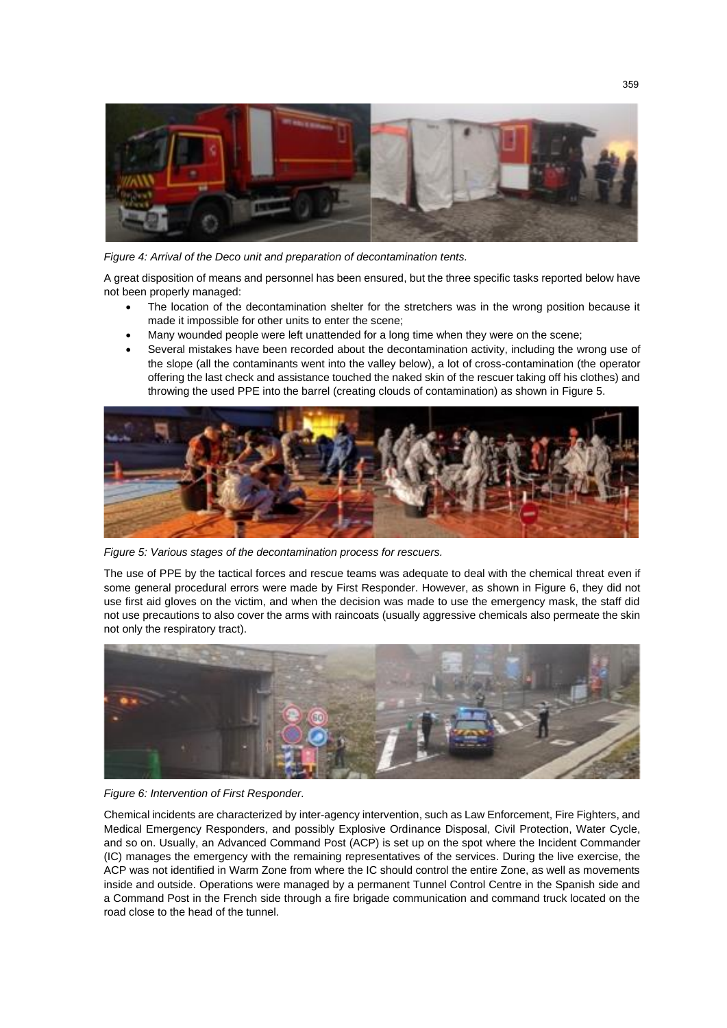*Figure 4: Arrival of the Deco unit and preparation of decontamination tents.*

A great disposition of means and personnel has been ensured, but the three specific tasks reported below have not been properly managed:

- The location of the decontamination shelter for the stretchers was in the wrong position because it made it impossible for other units to enter the scene;
- Many wounded people were left unattended for a long time when they were on the scene;
- Several mistakes have been recorded about the decontamination activity, including the wrong use of the slope (all the contaminants went into the valley below), a lot of cross-contamination (the operator offering the last check and assistance touched the naked skin of the rescuer taking off his clothes) and throwing the used PPE into the barrel (creating clouds of contamination) as shown in Figure 5.

*Figure 5: Various stages of the decontamination process for rescuers.*

The use of PPE by the tactical forces and rescue teams was adequate to deal with the chemical threat even if some general procedural errors were made by First Responder. However, as shown in Figure 6, they did not use first aid gloves on the victim, and when the decision was made to use the emergency mask, the staff did not use precautions to also cover the arms with raincoats (usually aggressive chemicals also permeate the skin not only the respiratory tract).

*Figure 6: Intervention of First Responder.*

Chemical incidents are characterized by inter-agency intervention, such as Law Enforcement, Fire Fighters, and Medical Emergency Responders, and possibly Explosive Ordinance Disposal, Civil Protection, Water Cycle, and so on. Usually, an Advanced Command Post (ACP) is set up on the spot where the Incident Commander (IC) manages the emergency with the remaining representatives of the services. During the live exercise, the ACP was not identified in Warm Zone from where the IC should control the entire Zone, as well as movements inside and outside. Operations were managed by a permanent Tunnel Control Centre in the Spanish side and a Command Post in the French side through a fire brigade communication and command truck located on the road close to the head of the tunnel.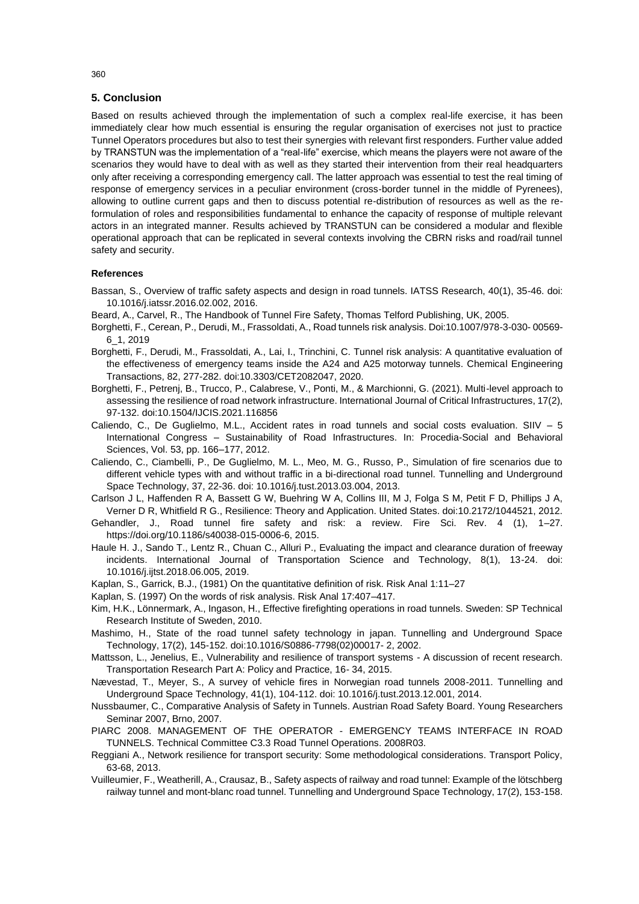## 5. Conclusion

Based on results achieved through the implementation of such a complex real-life exercise, it has been immediately clear how much essential is ensuring the regular organisation of exercises not just to practice Tunnel Operators procedures but also to test their synergies with relevant first responders. Further value added by TRANSTUN was the implementation of a "real-life" exercise, which means the players were not aware of the scenarios they would have to deal with as well as they started their intervention from their real headquarters only after receiving a corresponding emergency call. The latter approach was essential to test the real timing of response of emergency services in a peculiar environment (cross-border tunnel in the middle of Pyrenees), allowing to outline current gaps and then to discuss potential re-distribution of resources as well as the re-formulation of roles and responsibilities fundamental to enhance the capacity of response of multiple relevant actors in an integrated manner. Results achieved by TRANSTUN can be considered a modular and flexible operational approach that can be replicated in several contexts involving the CBRN risks and road/rail tunnel safety and security.

### References

Bassan, S., Overview of traffic safety aspects and design in road tunnels. IATSS Research, 40(1), 35-46. doi: 10.1016/j.iatssr.2016.02.002, 2016.

Beard, A., Carvel, R., The Handbook of Tunnel Fire Safety, Thomas Telford Publishing, UK, 2005.

Borghetti, F., Cerean, P., Derudi, M., Frassoldati, A., Road tunnels risk analysis. Doi:10.1007/978-3-030- 00569-6_1, 2019

Borghetti, F., Derudi, M., Frassoldati, A., Lai, I., Trinchini, C. Tunnel risk analysis: A quantitative evaluation of the effectiveness of emergency teams inside the A24 and A25 motorway tunnels. Chemical Engineering Transactions, 82, 277-282. doi:10.3303/CET2082047, 2020.

Borghetti, F., Petrenj, B., Trucco, P., Calabrese, V., Ponti, M., & Marchionni, G. (2021). Multi-level approach to assessing the resilience of road network infrastructure. International Journal of Critical Infrastructures, 17(2), 97-132. doi:10.1504/IJCIS.2021.116856

Caliendo, C., De Guglielmo, M.L., Accident rates in road tunnels and social costs evaluation. SIIV – 5 International Congress – Sustainability of Road Infrastructures. In: Procedia-Social and Behavioral Sciences, Vol. 53, pp. 166–177, 2012.

Caliendo, C., Ciambelli, P., De Guglielmo, M. L., Meo, M. G., Russo, P., Simulation of fire scenarios due to different vehicle types with and without traffic in a bi-directional road tunnel. Tunnelling and Underground Space Technology, 37, 22-36. doi: 10.1016/j.tust.2013.03.004, 2013.

Carlson J L, Haffenden R A, Bassett G W, Buehring W A, Collins III, M J, Folga S M, Petit F D, Phillips J A, Verner D R, Whitfield R G., Resilience: Theory and Application. United States. doi:10.2172/1044521, 2012.

Gehandler, J., Road tunnel fire safety and risk: a review. Fire Sci. Rev. 4 (1), 1–27. https://doi.org/10.1186/s40038-015-0006-6, 2015.

Haule H. J., Sando T., Lentz R., Chuan C., Alluri P., Evaluating the impact and clearance duration of freeway incidents. International Journal of Transportation Science and Technology, 8(1), 13-24. doi: 10.1016/j.ijtst.2018.06.005, 2019.

Kaplan, S., Garrick, B.J., (1981) On the quantitative definition of risk. Risk Anal 1:11–27

Kaplan, S. (1997) On the words of risk analysis. Risk Anal 17:407–417.

Kim, H.K., Lönnermark, A., Ingason, H., Effective firefighting operations in road tunnels. Sweden: SP Technical Research Institute of Sweden, 2010.

Mashimo, H., State of the road tunnel safety technology in japan. Tunnelling and Underground Space Technology, 17(2), 145-152. doi:10.1016/S0886-7798(02)00017- 2, 2002.

Mattsson, L., Jenelius, E., Vulnerability and resilience of transport systems - A discussion of recent research. Transportation Research Part A: Policy and Practice, 16- 34, 2015.

Nævestad, T., Meyer, S., A survey of vehicle fires in Norwegian road tunnels 2008-2011. Tunnelling and Underground Space Technology, 41(1), 104-112. doi: 10.1016/j.tust.2013.12.001, 2014.

Nussbaumer, C., Comparative Analysis of Safety in Tunnels. Austrian Road Safety Board. Young Researchers Seminar 2007, Brno, 2007.

PIARC 2008. MANAGEMENT OF THE OPERATOR - EMERGENCY TEAMS INTERFACE IN ROAD TUNNELS. Technical Committee C3.3 Road Tunnel Operations. 2008R03.

Reggiani A., Network resilience for transport security: Some methodological considerations. Transport Policy, 63-68, 2013.

Vuilleumier, F., Weatherill, A., Crausaz, B., Safety aspects of railway and road tunnel: Example of the lötschberg railway tunnel and mont-blanc road tunnel. Tunnelling and Underground Space Technology, 17(2), 153-158.